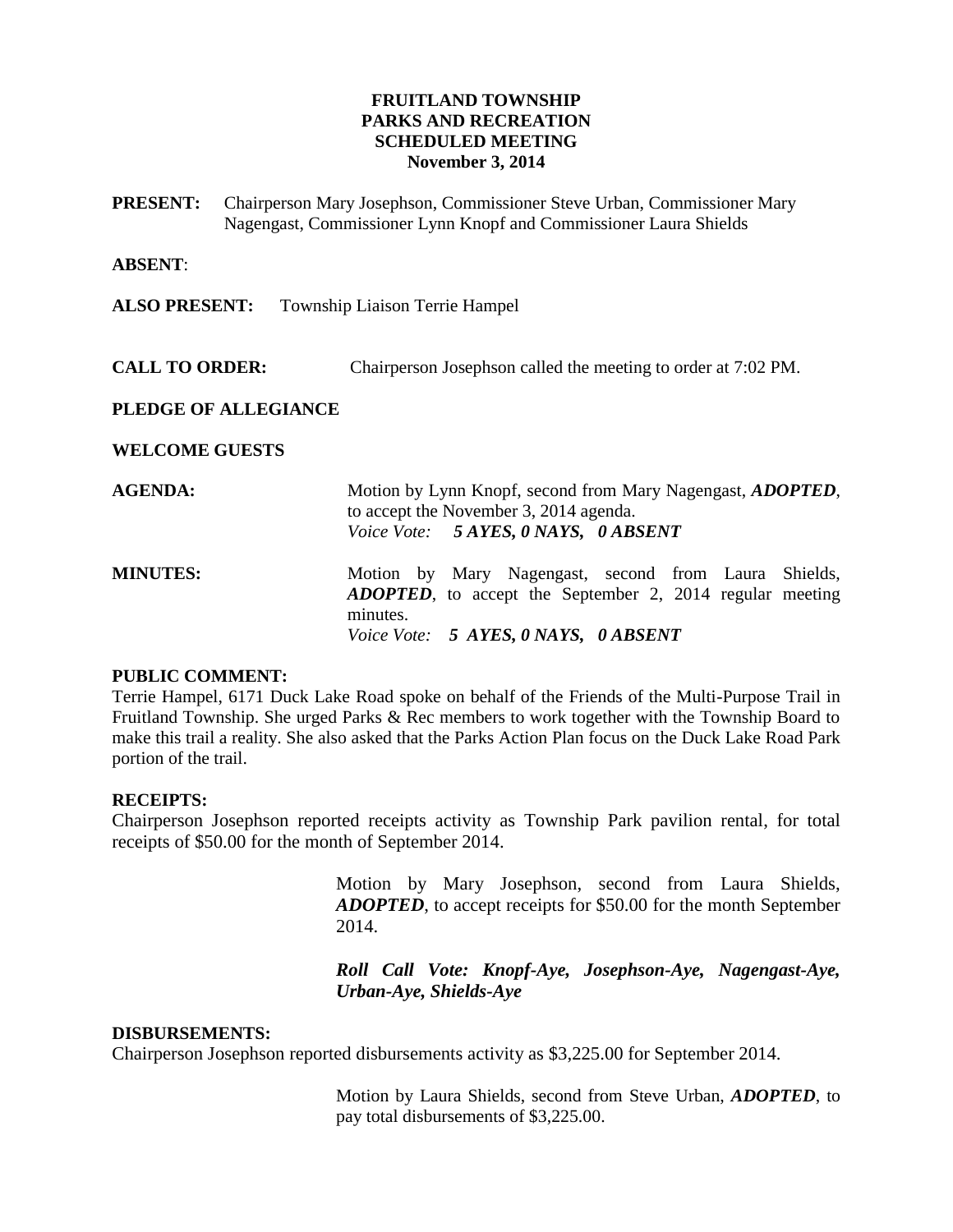**FRUITLAND TOWNSHIP**
**PARKS AND RECREATION**
**SCHEDULED MEETING**
**November 3, 2014**

**PRESENT:** Chairperson Mary Josephson, Commissioner Steve Urban, Commissioner Mary Nagengast, Commissioner Lynn Knopf and Commissioner Laura Shields

**ABSENT**:

**ALSO PRESENT:** Township Liaison Terrie Hampel

**CALL TO ORDER:** Chairperson Josephson called the meeting to order at 7:02 PM.

**PLEDGE OF ALLEGIANCE**

**WELCOME GUESTS**

**AGENDA:** Motion by Lynn Knopf, second from Mary Nagengast, ***ADOPTED***, to accept the November 3, 2014 agenda.
*Voice Vote:* ***5 AYES, 0 NAYS, 0 ABSENT***

**MINUTES:** Motion by Mary Nagengast, second from Laura Shields, ***ADOPTED***, to accept the September 2, 2014 regular meeting minutes.
*Voice Vote:* ***5 AYES, 0 NAYS, 0 ABSENT***

**PUBLIC COMMENT:**
Terrie Hampel, 6171 Duck Lake Road spoke on behalf of the Friends of the Multi-Purpose Trail in Fruitland Township. She urged Parks & Rec members to work together with the Township Board to make this trail a reality. She also asked that the Parks Action Plan focus on the Duck Lake Road Park portion of the trail.

**RECEIPTS:**
Chairperson Josephson reported receipts activity as Township Park pavilion rental, for total receipts of $50.00 for the month of September 2014.

Motion by Mary Josephson, second from Laura Shields, ***ADOPTED***, to accept receipts for $50.00 for the month September 2014.

***Roll Call Vote: Knopf-Aye, Josephson-Aye, Nagengast-Aye, Urban-Aye, Shields-Aye***

**DISBURSEMENTS:**
Chairperson Josephson reported disbursements activity as $3,225.00 for September 2014.

Motion by Laura Shields, second from Steve Urban, ***ADOPTED***, to pay total disbursements of $3,225.00.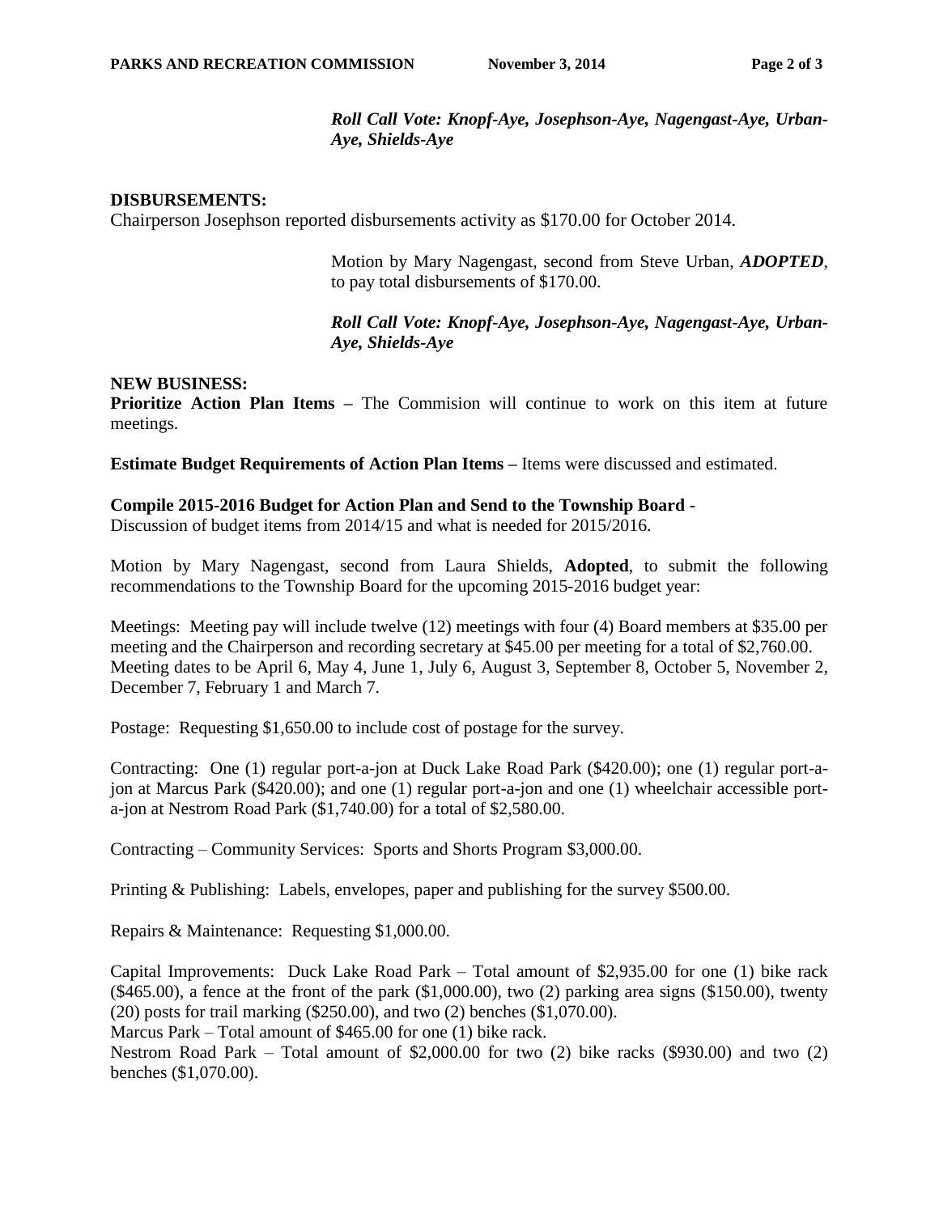***Roll Call Vote: Knopf-Aye, Josephson-Aye, Nagengast-Aye, Urban-Aye, Shields-Aye***

**DISBURSEMENTS:**

Chairperson Josephson reported disbursements activity as $170.00 for October 2014.

Motion by Mary Nagengast, second from Steve Urban, ***ADOPTED***, to pay total disbursements of $170.00.

***Roll Call Vote: Knopf-Aye, Josephson-Aye, Nagengast-Aye, Urban-Aye, Shields-Aye***

**NEW BUSINESS:**

**Prioritize Action Plan Items –** The Commision will continue to work on this item at future meetings.

**Estimate Budget Requirements of Action Plan Items –** Items were discussed and estimated.

**Compile 2015-2016 Budget for Action Plan and Send to the Township Board -**
Discussion of budget items from 2014/15 and what is needed for 2015/2016.

Motion by Mary Nagengast, second from Laura Shields, **Adopted**, to submit the following recommendations to the Township Board for the upcoming 2015-2016 budget year:

Meetings: Meeting pay will include twelve (12) meetings with four (4) Board members at $35.00 per meeting and the Chairperson and recording secretary at $45.00 per meeting for a total of $2,760.00. Meeting dates to be April 6, May 4, June 1, July 6, August 3, September 8, October 5, November 2, December 7, February 1 and March 7.

Postage: Requesting $1,650.00 to include cost of postage for the survey.

Contracting: One (1) regular port-a-jon at Duck Lake Road Park ($420.00); one (1) regular port-a-jon at Marcus Park ($420.00); and one (1) regular port-a-jon and one (1) wheelchair accessible port-a-jon at Nestrom Road Park ($1,740.00) for a total of $2,580.00.

Contracting – Community Services: Sports and Shorts Program $3,000.00.

Printing & Publishing: Labels, envelopes, paper and publishing for the survey $500.00.

Repairs & Maintenance: Requesting $1,000.00.

Capital Improvements: Duck Lake Road Park – Total amount of $2,935.00 for one (1) bike rack ($465.00), a fence at the front of the park ($1,000.00), two (2) parking area signs ($150.00), twenty (20) posts for trail marking ($250.00), and two (2) benches ($1,070.00).
Marcus Park – Total amount of $465.00 for one (1) bike rack.
Nestrom Road Park – Total amount of $2,000.00 for two (2) bike racks ($930.00) and two (2) benches ($1,070.00).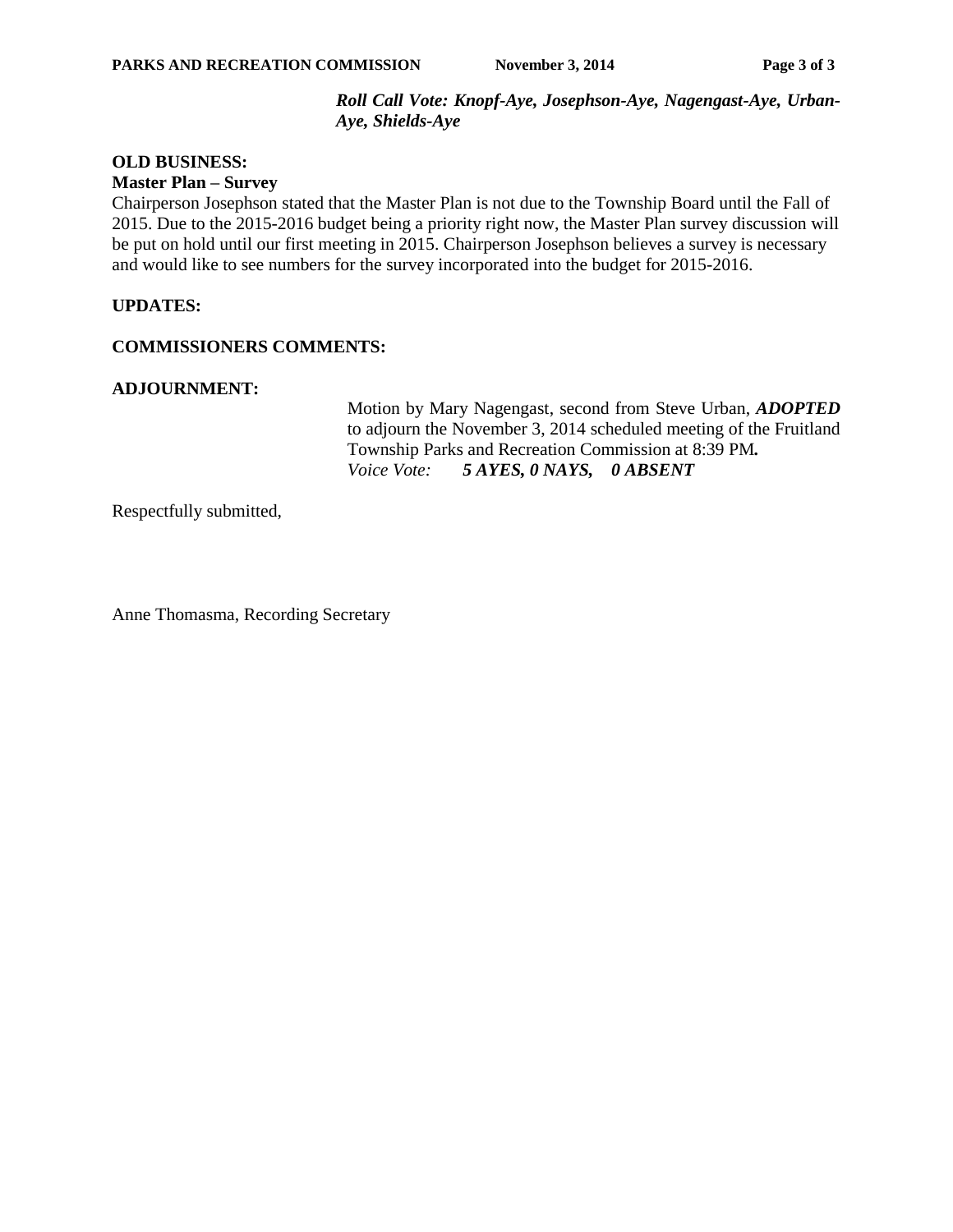***Roll Call Vote: Knopf-Aye, Josephson-Aye, Nagengast-Aye, Urban-Aye, Shields-Aye***

**OLD BUSINESS:**

**Master Plan – Survey**

Chairperson Josephson stated that the Master Plan is not due to the Township Board until the Fall of 2015. Due to the 2015-2016 budget being a priority right now, the Master Plan survey discussion will be put on hold until our first meeting in 2015. Chairperson Josephson believes a survey is necessary and would like to see numbers for the survey incorporated into the budget for 2015-2016.

**UPDATES:**

**COMMISSIONERS COMMENTS:**

**ADJOURNMENT:**

Motion by Mary Nagengast, second from Steve Urban, ***ADOPTED*** to adjourn the November 3, 2014 scheduled meeting of the Fruitland Township Parks and Recreation Commission at 8:39 PM***.***
*Voice Vote:* ***5 AYES, 0 NAYS, 0 ABSENT***

Respectfully submitted,

Anne Thomasma, Recording Secretary